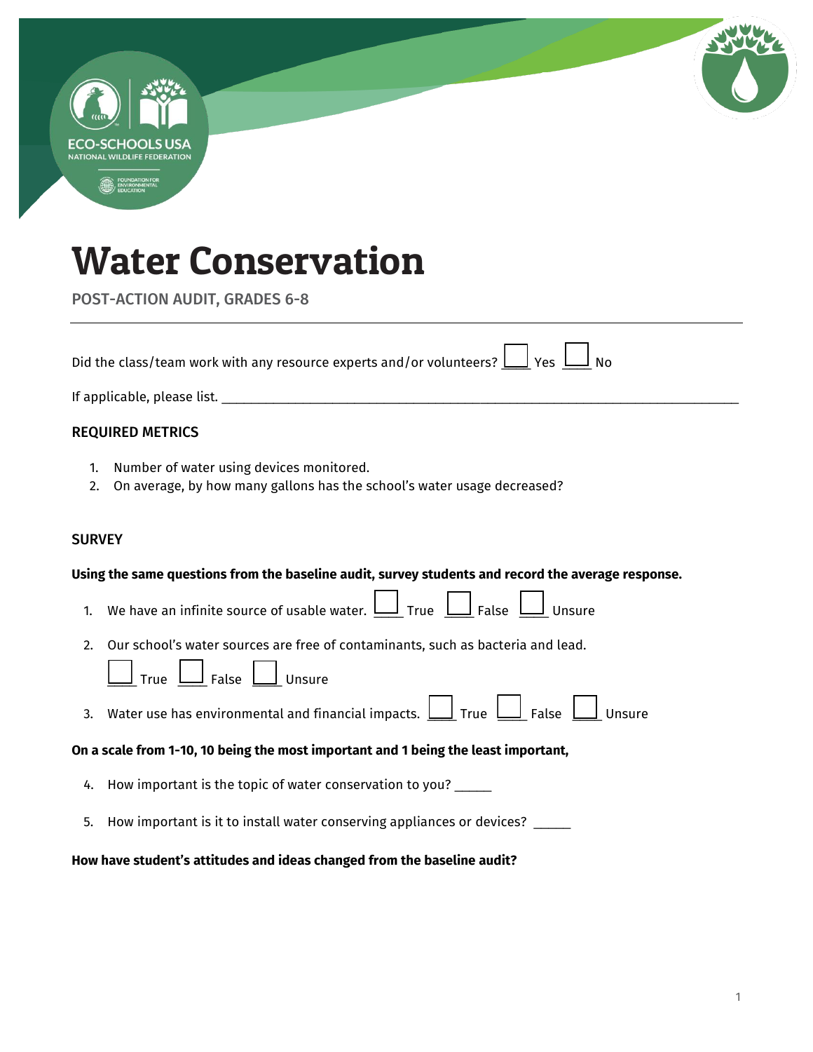# Water Conservation

POST-ACTION AUDIT, GRADES 6-8

---

Did the class/team work with any resource experts and/or volunteers? ☐ Yes ☐ No

If applicable, please list. ____________________________________________________________________________

### REQUIRED METRICS

1. Number of water using devices monitored.
2. On average, by how many gallons has the school's water usage decreased?

### SURVEY

**Using the same questions from the baseline audit, survey students and record the average response.**

1. We have an infinite source of usable water. ☐ True ☐ False ☐ Unsure
2. Our school's water sources are free of contaminants, such as bacteria and lead.
   ☐ True ☐ False ☐ Unsure
3. Water use has environmental and financial impacts. ☐ True ☐ False ☐ Unsure

**On a scale from 1-10, 10 being the most important and 1 being the least important,**

4. How important is the topic of water conservation to you? _____
5. How important is it to install water conserving appliances or devices? _____

**How have student's attitudes and ideas changed from the baseline audit?**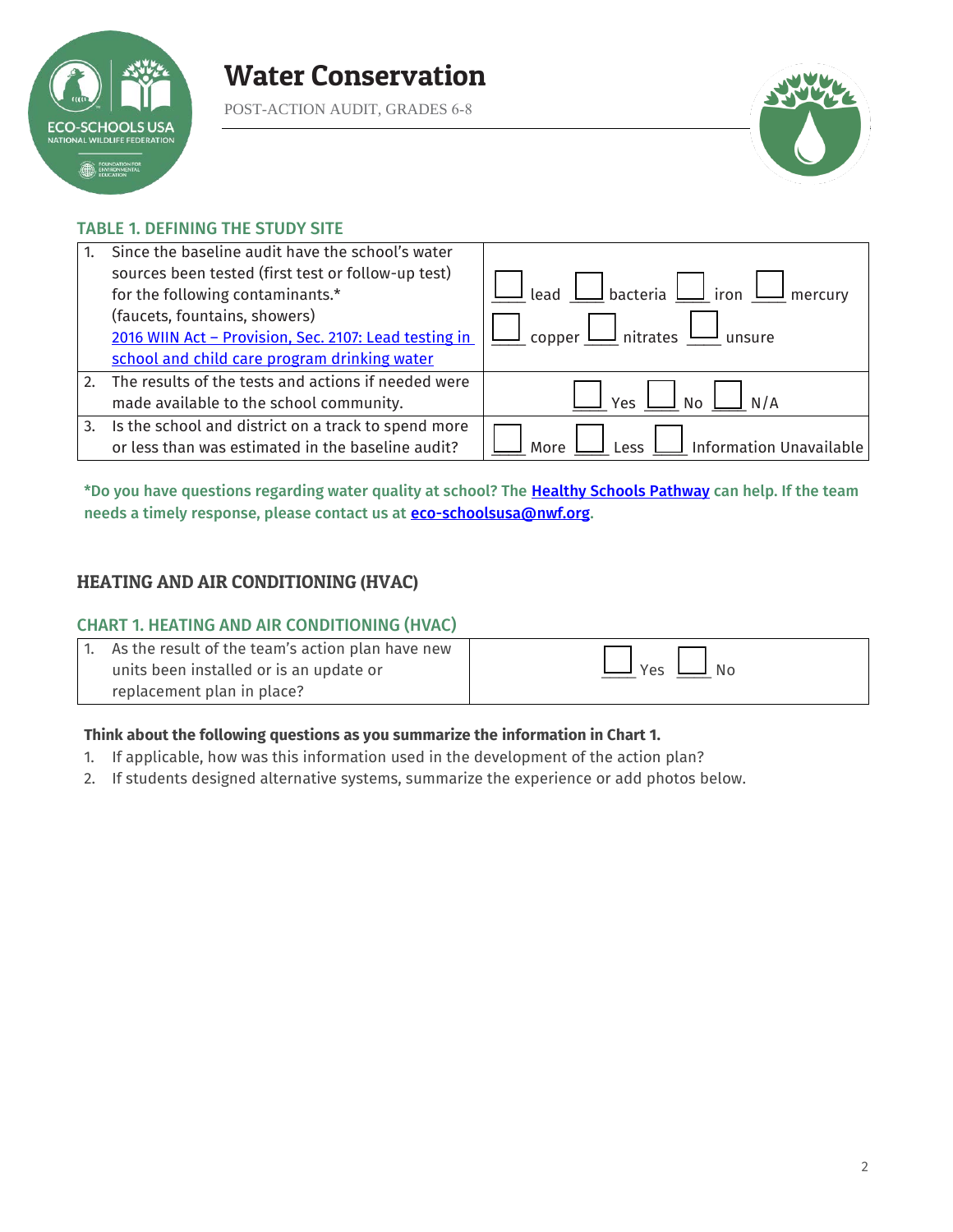# Water Conservation

POST-ACTION AUDIT, GRADES 6-8

### TABLE 1. DEFINING THE STUDY SITE

| | |
|---|---|
| 1. Since the baseline audit have the school's water sources been tested (first test or follow-up test) for the following contaminants.* (faucets, fountains, showers) [2016 WIIN Act – Provision, Sec. 2107: Lead testing in school and child care program drinking water](#) | ☐ lead ☐ bacteria ☐ iron ☐ mercury ☐ copper ☐ nitrates ☐ unsure |
| 2. The results of the tests and actions if needed were made available to the school community. | ☐ Yes ☐ No ☐ N/A |
| 3. Is the school and district on a track to spend more or less than was estimated in the baseline audit? | ☐ More ☐ Less ☐ Information Unavailable |

***Do you have questions regarding water quality at school? The [Healthy Schools Pathway](#) can help. If the team needs a timely response, please contact us at [eco-schoolsusa@nwf.org](mailto:eco-schoolsusa@nwf.org).**

## HEATING AND AIR CONDITIONING (HVAC)

### CHART 1. HEATING AND AIR CONDITIONING (HVAC)

| | |
|---|---|
| 1. As the result of the team's action plan have new units been installed or is an update or replacement plan in place? | ☐ Yes ☐ No |

**Think about the following questions as you summarize the information in Chart 1.**

1. If applicable, how was this information used in the development of the action plan?
2. If students designed alternative systems, summarize the experience or add photos below.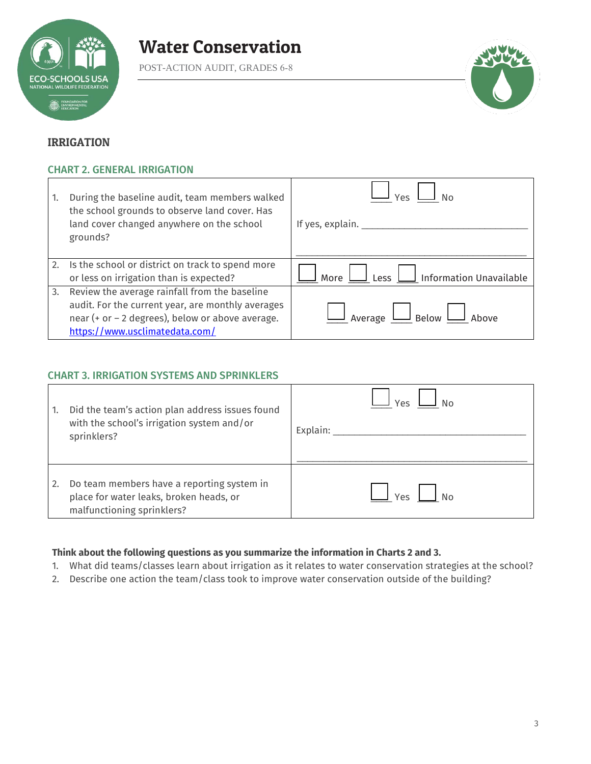# IRRIGATION

## CHART 2. GENERAL IRRIGATION

| | |
|---|---|
| 1. During the baseline audit, team members walked the school grounds to observe land cover. Has land cover changed anywhere on the school grounds? | ☐ Yes ☐ No<br><br>If yes, explain. ________________________________<br>________________________________________________ |
| 2. Is the school or district on track to spend more or less on irrigation than is expected? | ☐ More ☐ Less ☐ Information Unavailable |
| 3. Review the average rainfall from the baseline audit. For the current year, are monthly averages near (+ or – 2 degrees), below or above average. https://www.usclimatedata.com/ | ☐ Average ☐ Below ☐ Above |

## CHART 3. IRRIGATION SYSTEMS AND SPRINKLERS

| | |
|---|---|
| 1. Did the team's action plan address issues found with the school's irrigation system and/or sprinklers? | ☐ Yes ☐ No<br><br>Explain: ______________________________________<br>________________________________________________ |
| 2. Do team members have a reporting system in place for water leaks, broken heads, or malfunctioning sprinklers? | ☐ Yes ☐ No |

**Think about the following questions as you summarize the information in Charts 2 and 3.**

1. What did teams/classes learn about irrigation as it relates to water conservation strategies at the school?
2. Describe one action the team/class took to improve water conservation outside of the building?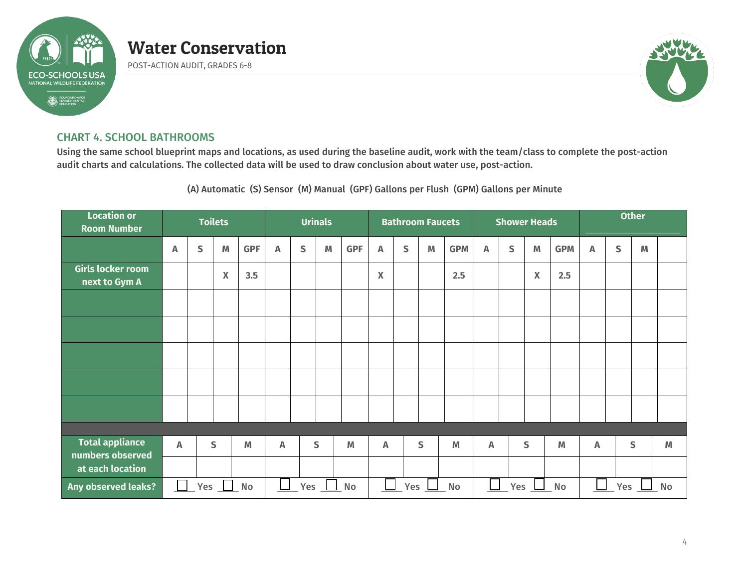# Water Conservation

POST-ACTION AUDIT, GRADES 6-8

## CHART 4. SCHOOL BATHROOMS

**Using the same school blueprint maps and locations, as used during the baseline audit, work with the team/class to complete the post-action audit charts and calculations. The collected data will be used to draw conclusion about water use, post-action.**

(A) Automatic (S) Sensor (M) Manual (GPF) Gallons per Flush (GPM) Gallons per Minute

| Location or Room Number | Toilets | | | | Urinals | | | | Bathroom Faucets | | | | Shower Heads | | | | Other ______ | | | |
|---|---|---|---|---|---|---|---|---|---|---|---|---|---|---|---|---|---|---|---|---|
| | A | S | M | GPF | A | S | M | GPF | A | S | M | GPM | A | S | M | GPM | A | S | M | |
| Girls locker room next to Gym A | | | X | 3.5 | | | | | X | | | 2.5 | | | X | 2.5 | | | | |
| | | | | | | | | | | | | | | | | | | | | |
| | | | | | | | | | | | | | | | | | | | | |
| | | | | | | | | | | | | | | | | | | | | |
| | | | | | | | | | | | | | | | | | | | | |
| | | | | | | | | | | | | | | | | | | | | |

| Total appliance numbers observed at each location | Toilets | | | Urinals | | | Bathroom Faucets | | | Shower Heads | | | Other | | |
|---|---|---|---|---|---|---|---|---|---|---|---|---|---|---|---|
| | A | S | M | A | S | M | A | S | M | A | S | M | A | S | M |
| | | | | | | | | | | | | | | | |
| Any observed leaks? | ☐ Yes ☐ No | | | ☐ Yes ☐ No | | | ☐ Yes ☐ No | | | ☐ Yes ☐ No | | | ☐ Yes ☐ No | | |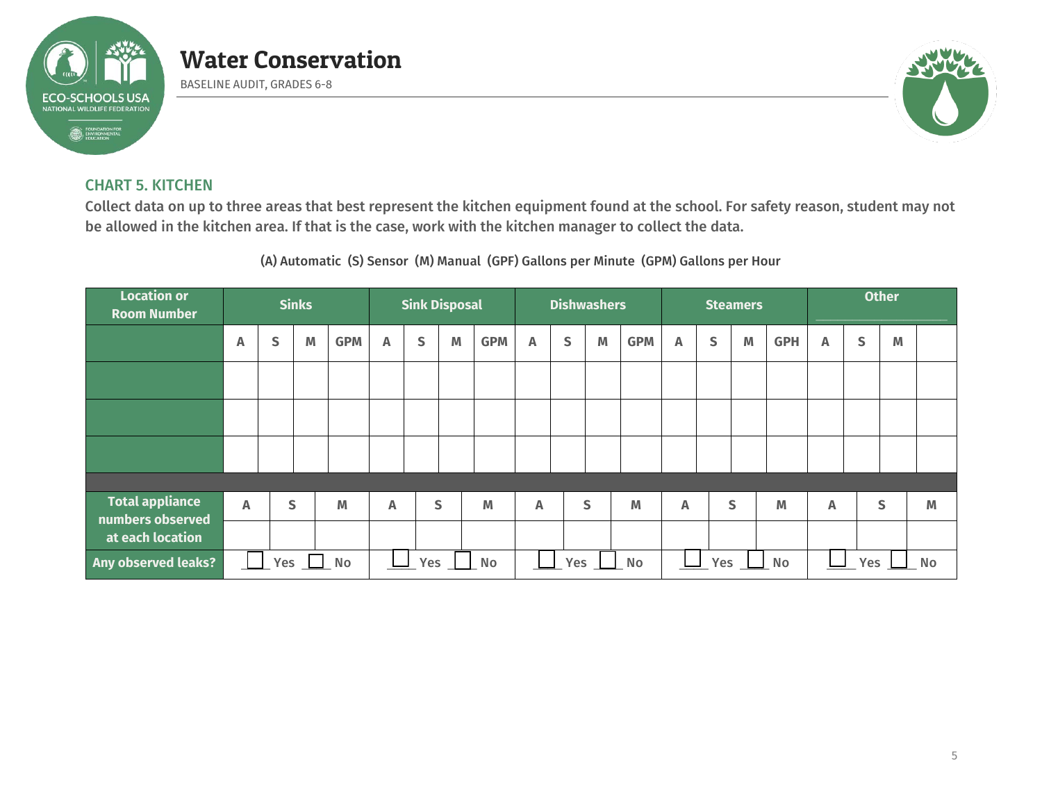# Water Conservation

BASELINE AUDIT, GRADES 6-8

## CHART 5. KITCHEN

**Collect data on up to three areas that best represent the kitchen equipment found at the school. For safety reason, student may not be allowed in the kitchen area. If that is the case, work with the kitchen manager to collect the data.**

(A) Automatic (S) Sensor (M) Manual (GPF) Gallons per Minute (GPM) Gallons per Hour

| Location or Room Number | Sinks | | | | Sink Disposal | | | | Dishwashers | | | | Steamers | | | | Other ______ | | | |
|---|---|---|---|---|---|---|---|---|---|---|---|---|---|---|---|---|---|---|---|---|
| | A | S | M | GPM | A | S | M | GPM | A | S | M | GPM | A | S | M | GPH | A | S | M | |
| | | | | | | | | | | | | | | | | | | | | |
| | | | | | | | | | | | | | | | | | | | | |
| | | | | | | | | | | | | | | | | | | | | |

| | Sinks | | | Sink Disposal | | | Dishwashers | | | Steamers | | | Other | | |
|---|---|---|---|---|---|---|---|---|---|---|---|---|---|---|---|
| **Total appliance numbers observed at each location** | A | S | M | A | S | M | A | S | M | A | S | M | A | S | M |
| | | | | | | | | | | | | | | | |
| **Any observed leaks?** | ☐ Yes ☐ No | | | ☐ Yes ☐ No | | | ☐ Yes ☐ No | | | ☐ Yes ☐ No | | | ☐ Yes ☐ No | | |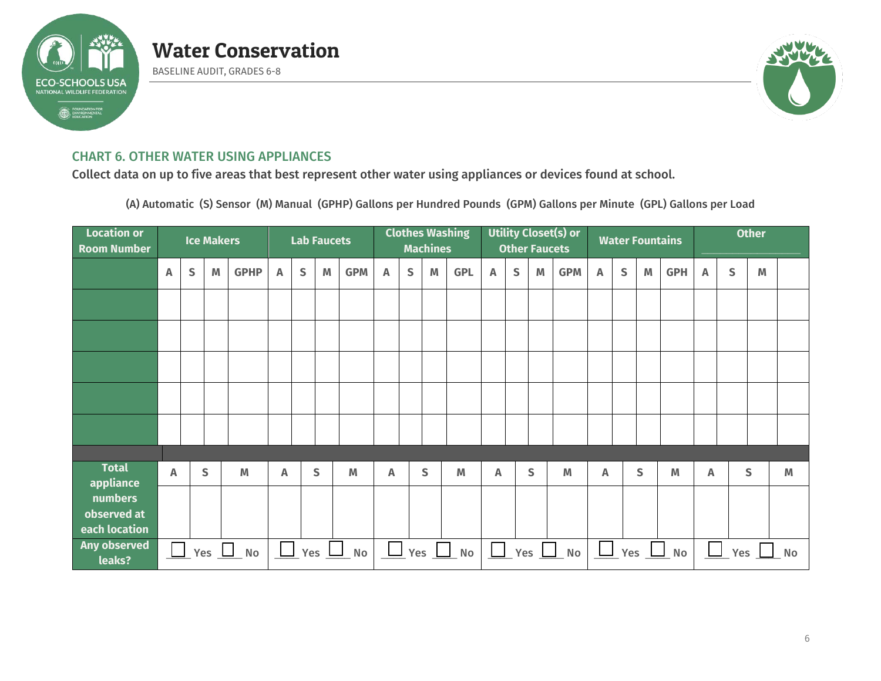# Water Conservation

BASELINE AUDIT, GRADES 6-8

## CHART 6. OTHER WATER USING APPLIANCES

Collect data on up to five areas that best represent other water using appliances or devices found at school.

(A) Automatic (S) Sensor (M) Manual (GPHP) Gallons per Hundred Pounds (GPM) Gallons per Minute (GPL) Gallons per Load

| Location or Room Number | Ice Makers | | | | Lab Faucets | | | | Clothes Washing Machines | | | | Utility Closet(s) or Other Faucets | | | | Water Fountains | | | | Other | | | |
|---|---|---|---|---|---|---|---|---|---|---|---|---|---|---|---|---|---|---|---|---|---|---|---|---|
| | A | S | M | GPHP | A | S | M | GPM | A | S | M | GPL | A | S | M | GPM | A | S | M | GPH | A | S | M | |
| | | | | | | | | | | | | | | | | | | | | | | | | |
| | | | | | | | | | | | | | | | | | | | | | | | | |
| | | | | | | | | | | | | | | | | | | | | | | | | |
| | | | | | | | | | | | | | | | | | | | | | | | | |
| | | | | | | | | | | | | | | | | | | | | | | | | |

| Total appliance numbers observed at each location | Ice Makers | | | Lab Faucets | | | Clothes Washing Machines | | | Utility Closet(s) or Other Faucets | | | Water Fountains | | | Other | | |
|---|---|---|---|---|---|---|---|---|---|---|---|---|---|---|---|---|---|---|
| | A | S | M | A | S | M | A | S | M | A | S | M | A | S | M | A | S | M |
| | | | | | | | | | | | | | | | | | | |
| Any observed leaks? | ☐ Yes ☐ No | | | ☐ Yes ☐ No | | | ☐ Yes ☐ No | | | ☐ Yes ☐ No | | | ☐ Yes ☐ No | | | ☐ Yes ☐ No | | |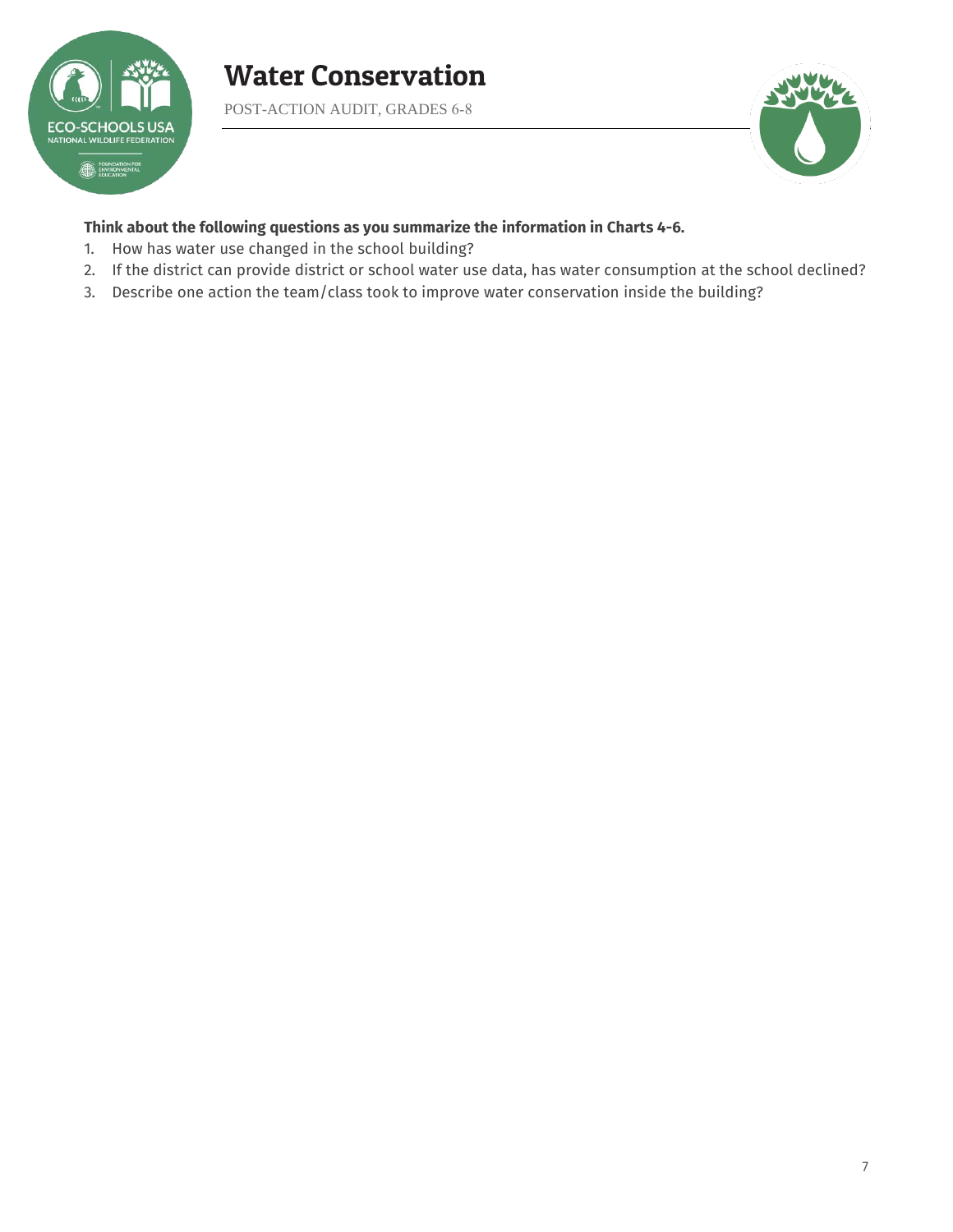# Water Conservation

POST-ACTION AUDIT, GRADES 6-8

**Think about the following questions as you summarize the information in Charts 4-6.**

1. How has water use changed in the school building?
2. If the district can provide district or school water use data, has water consumption at the school declined?
3. Describe one action the team/class took to improve water conservation inside the building?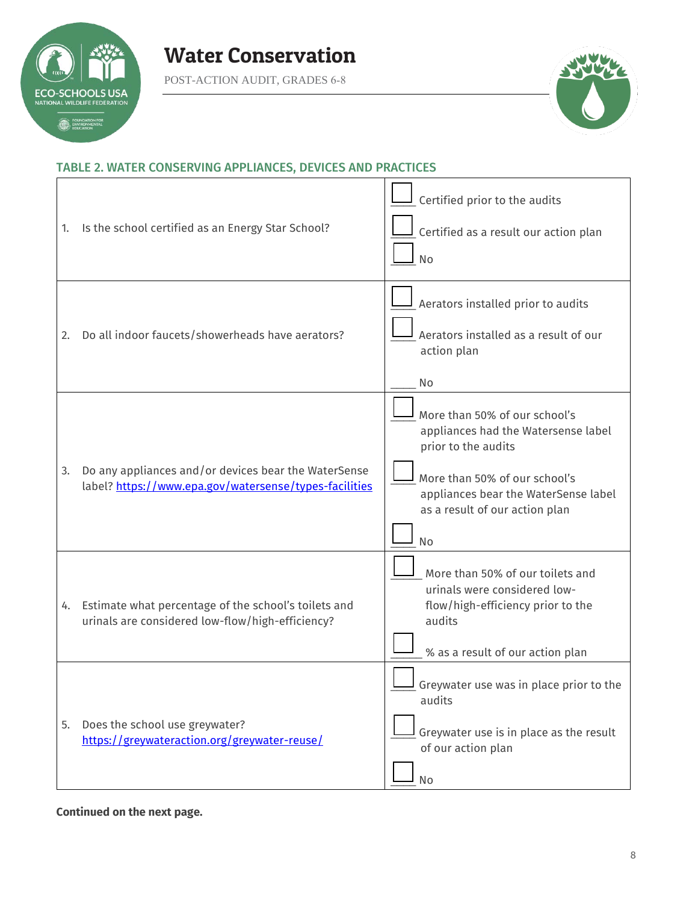# Water Conservation

POST-ACTION AUDIT, GRADES 6-8

### TABLE 2. WATER CONSERVING APPLIANCES, DEVICES AND PRACTICES

| Question | Response |
|---|---|
| 1. Is the school certified as an Energy Star School? | ☐ Certified prior to the audits<br>☐ Certified as a result our action plan<br>☐ No |
| 2. Do all indoor faucets/showerheads have aerators? | ☐ Aerators installed prior to audits<br>☐ Aerators installed as a result of our action plan<br>____ No |
| 3. Do any appliances and/or devices bear the WaterSense label? https://www.epa.gov/watersense/types-facilities | ☐ More than 50% of our school's appliances had the Watersense label prior to the audits<br>☐ More than 50% of our school's appliances bear the WaterSense label as a result of our action plan<br>☐ No |
| 4. Estimate what percentage of the school's toilets and urinals are considered low-flow/high-efficiency? | ☐ More than 50% of our toilets and urinals were considered low-flow/high-efficiency prior to the audits<br>☐ % as a result of our action plan |
| 5. Does the school use greywater? https://greywateraction.org/greywater-reuse/ | ☐ Greywater use was in place prior to the audits<br>☐ Greywater use is in place as the result of our action plan<br>☐ No |

**Continued on the next page.**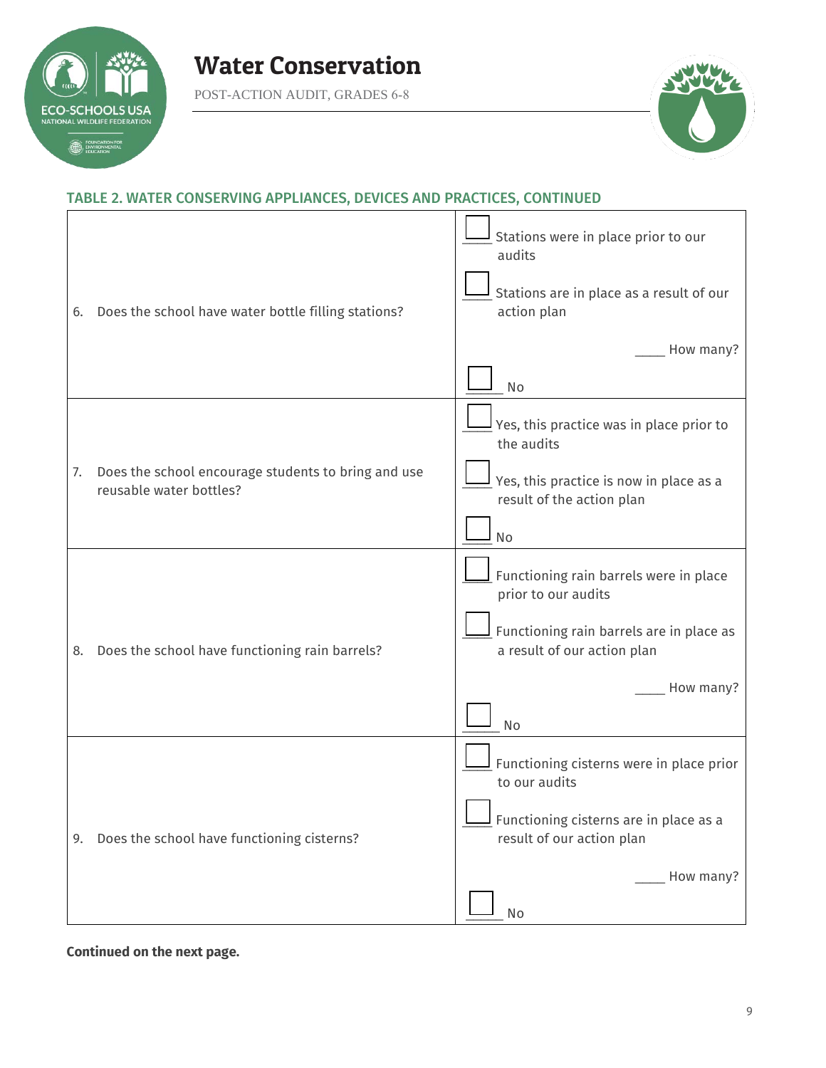## TABLE 2. WATER CONSERVING APPLIANCES, DEVICES AND PRACTICES, CONTINUED

| | |
|---|---|
| 6. Does the school have water bottle filling stations? | ☐ Stations were in place prior to our audits<br><br>☐ Stations are in place as a result of our action plan<br><br>____ How many?<br><br>☐ No |
| 7. Does the school encourage students to bring and use reusable water bottles? | ☐ Yes, this practice was in place prior to the audits<br><br>☐ Yes, this practice is now in place as a result of the action plan<br><br>☐ No |
| 8. Does the school have functioning rain barrels? | ☐ Functioning rain barrels were in place prior to our audits<br><br>☐ Functioning rain barrels are in place as a result of our action plan<br><br>____ How many?<br><br>☐ No |
| 9. Does the school have functioning cisterns? | ☐ Functioning cisterns were in place prior to our audits<br><br>☐ Functioning cisterns are in place as a result of our action plan<br><br>____ How many?<br><br>☐ No |

**Continued on the next page.**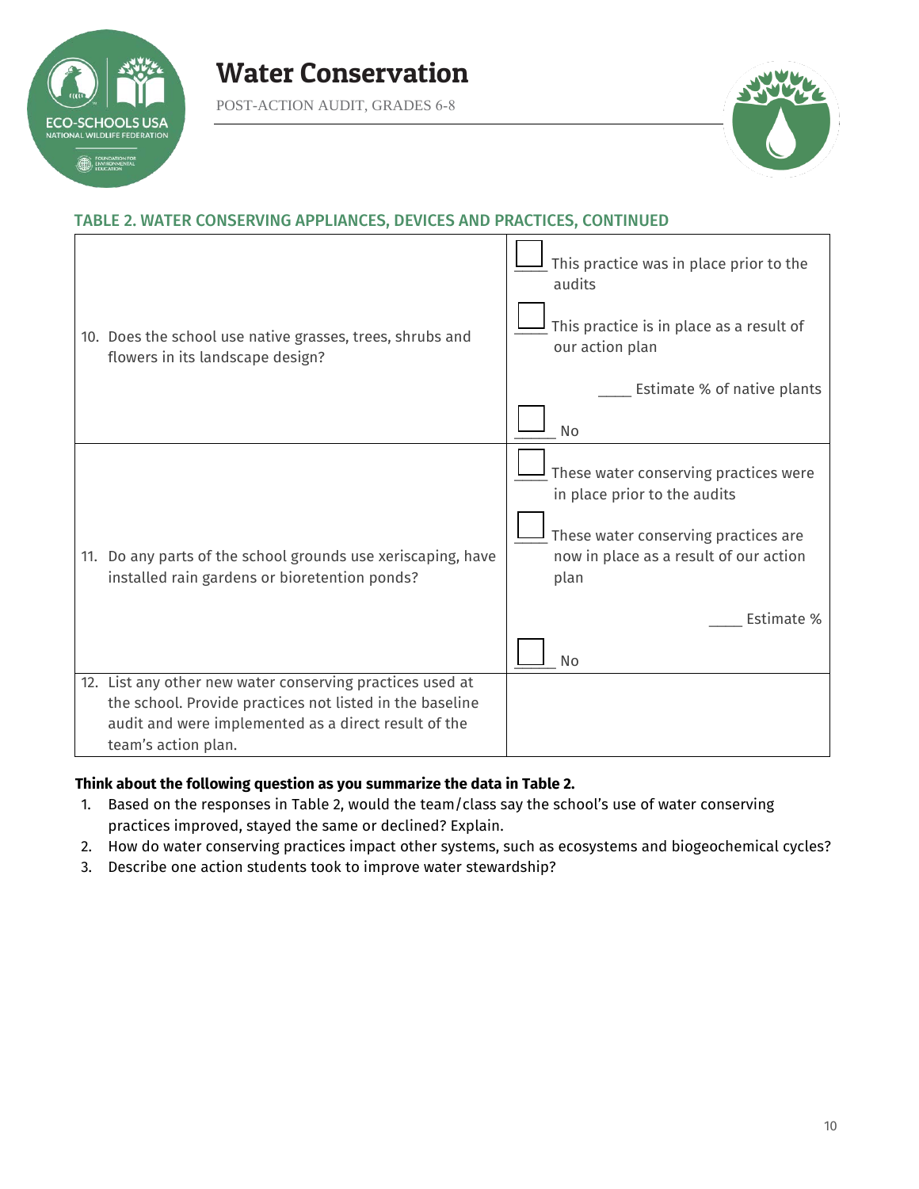# Water Conservation

POST-ACTION AUDIT, GRADES 6-8

### TABLE 2. WATER CONSERVING APPLIANCES, DEVICES AND PRACTICES, CONTINUED

| | |
|---|---|
| 10. Does the school use native grasses, trees, shrubs and flowers in its landscape design? | ☐ This practice was in place prior to the audits<br>☐ This practice is in place as a result of our action plan<br>____ Estimate % of native plants<br>☐ No |
| 11. Do any parts of the school grounds use xeriscaping, have installed rain gardens or bioretention ponds? | ☐ These water conserving practices were in place prior to the audits<br>☐ These water conserving practices are now in place as a result of our action plan<br>____ Estimate %<br>☐ No |
| 12. List any other new water conserving practices used at the school. Provide practices not listed in the baseline audit and were implemented as a direct result of the team's action plan. | |

**Think about the following question as you summarize the data in Table 2.**

1. Based on the responses in Table 2, would the team/class say the school's use of water conserving practices improved, stayed the same or declined? Explain.
2. How do water conserving practices impact other systems, such as ecosystems and biogeochemical cycles?
3. Describe one action students took to improve water stewardship?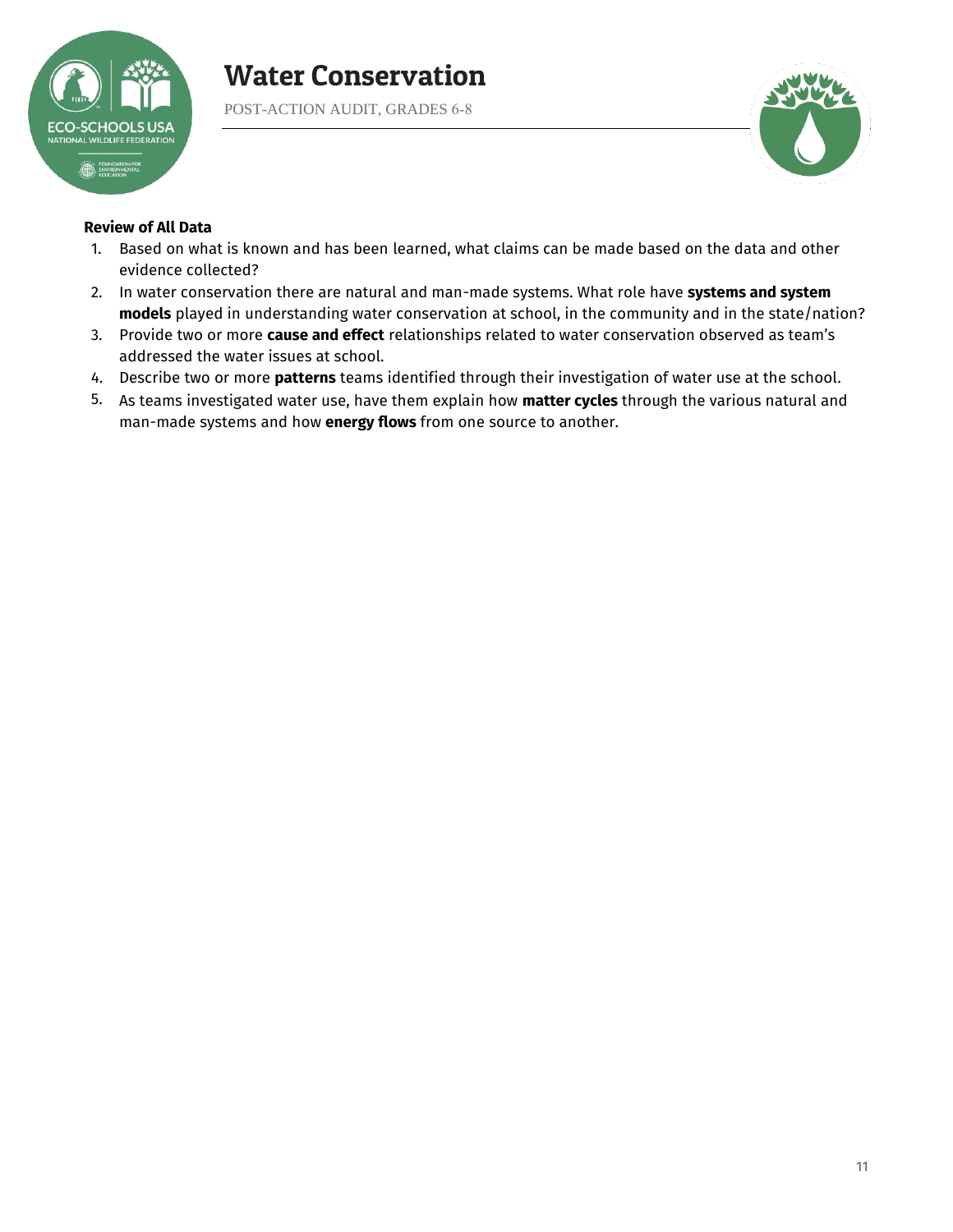# Water Conservation

POST-ACTION AUDIT, GRADES 6-8

**Review of All Data**

1. Based on what is known and has been learned, what claims can be made based on the data and other evidence collected?
2. In water conservation there are natural and man-made systems. What role have **systems and system models** played in understanding water conservation at school, in the community and in the state/nation?
3. Provide two or more **cause and effect** relationships related to water conservation observed as team's addressed the water issues at school.
4. Describe two or more **patterns** teams identified through their investigation of water use at the school.
5. As teams investigated water use, have them explain how **matter cycles** through the various natural and man-made systems and how **energy flows** from one source to another.